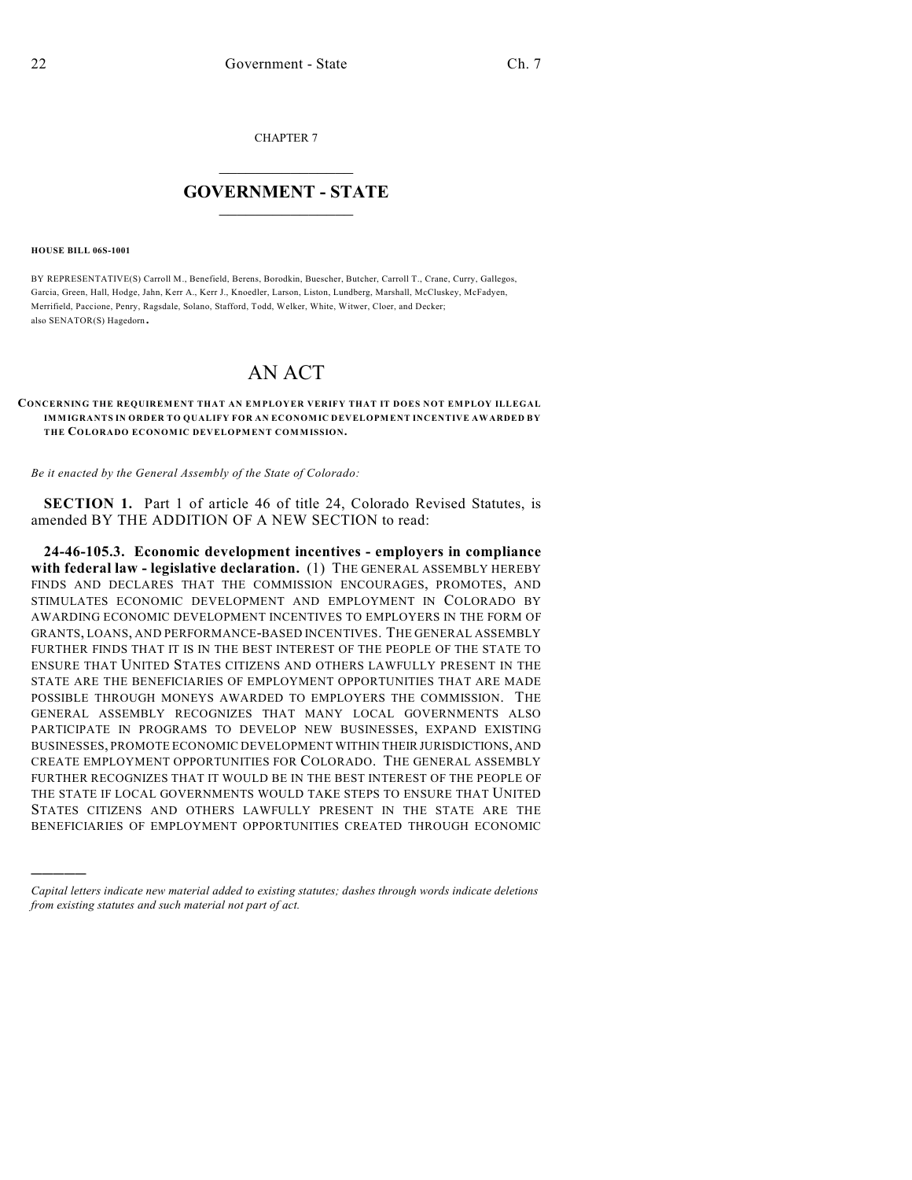CHAPTER 7

## GOVERNMENT - STATE

**HOUSE BILL 06S-1001**

BY REPRESENTATIVE(S) Carroll M., Benefield, Berens, Borodkin, Buescher, Butcher, Carroll T., Crane, Curry, Gallegos, Garcia, Green, Hall, Hodge, Jahn, Kerr A., Kerr J., Knoedler, Larson, Liston, Lundberg, Marshall, McCluskey, McFadyen, Merrifield, Paccione, Penry, Ragsdale, Solano, Stafford, Todd, Welker, White, Witwer, Cloer, and Decker;
also SENATOR(S) Hagedorn.

# AN ACT

**CONCERNING THE REQUIREMENT THAT AN EMPLOYER VERIFY THAT IT DOES NOT EMPLOY ILLEGAL IMMIGRANTS IN ORDER TO QUALIFY FOR AN ECONOMIC DEVELOPMENT INCENTIVE AWARDED BY THE COLORADO ECONOMIC DEVELOPMENT COMMISSION.**

*Be it enacted by the General Assembly of the State of Colorado:*

**SECTION 1.** Part 1 of article 46 of title 24, Colorado Revised Statutes, is amended BY THE ADDITION OF A NEW SECTION to read:

**24-46-105.3. Economic development incentives - employers in compliance with federal law - legislative declaration.** (1) THE GENERAL ASSEMBLY HEREBY FINDS AND DECLARES THAT THE COMMISSION ENCOURAGES, PROMOTES, AND STIMULATES ECONOMIC DEVELOPMENT AND EMPLOYMENT IN COLORADO BY AWARDING ECONOMIC DEVELOPMENT INCENTIVES TO EMPLOYERS IN THE FORM OF GRANTS, LOANS, AND PERFORMANCE-BASED INCENTIVES. THE GENERAL ASSEMBLY FURTHER FINDS THAT IT IS IN THE BEST INTEREST OF THE PEOPLE OF THE STATE TO ENSURE THAT UNITED STATES CITIZENS AND OTHERS LAWFULLY PRESENT IN THE STATE ARE THE BENEFICIARIES OF EMPLOYMENT OPPORTUNITIES THAT ARE MADE POSSIBLE THROUGH MONEYS AWARDED TO EMPLOYERS THE COMMISSION. THE GENERAL ASSEMBLY RECOGNIZES THAT MANY LOCAL GOVERNMENTS ALSO PARTICIPATE IN PROGRAMS TO DEVELOP NEW BUSINESSES, EXPAND EXISTING BUSINESSES, PROMOTE ECONOMIC DEVELOPMENT WITHIN THEIR JURISDICTIONS, AND CREATE EMPLOYMENT OPPORTUNITIES FOR COLORADO. THE GENERAL ASSEMBLY FURTHER RECOGNIZES THAT IT WOULD BE IN THE BEST INTEREST OF THE PEOPLE OF THE STATE IF LOCAL GOVERNMENTS WOULD TAKE STEPS TO ENSURE THAT UNITED STATES CITIZENS AND OTHERS LAWFULLY PRESENT IN THE STATE ARE THE BENEFICIARIES OF EMPLOYMENT OPPORTUNITIES CREATED THROUGH ECONOMIC

---

*Capital letters indicate new material added to existing statutes; dashes through words indicate deletions from existing statutes and such material not part of act.*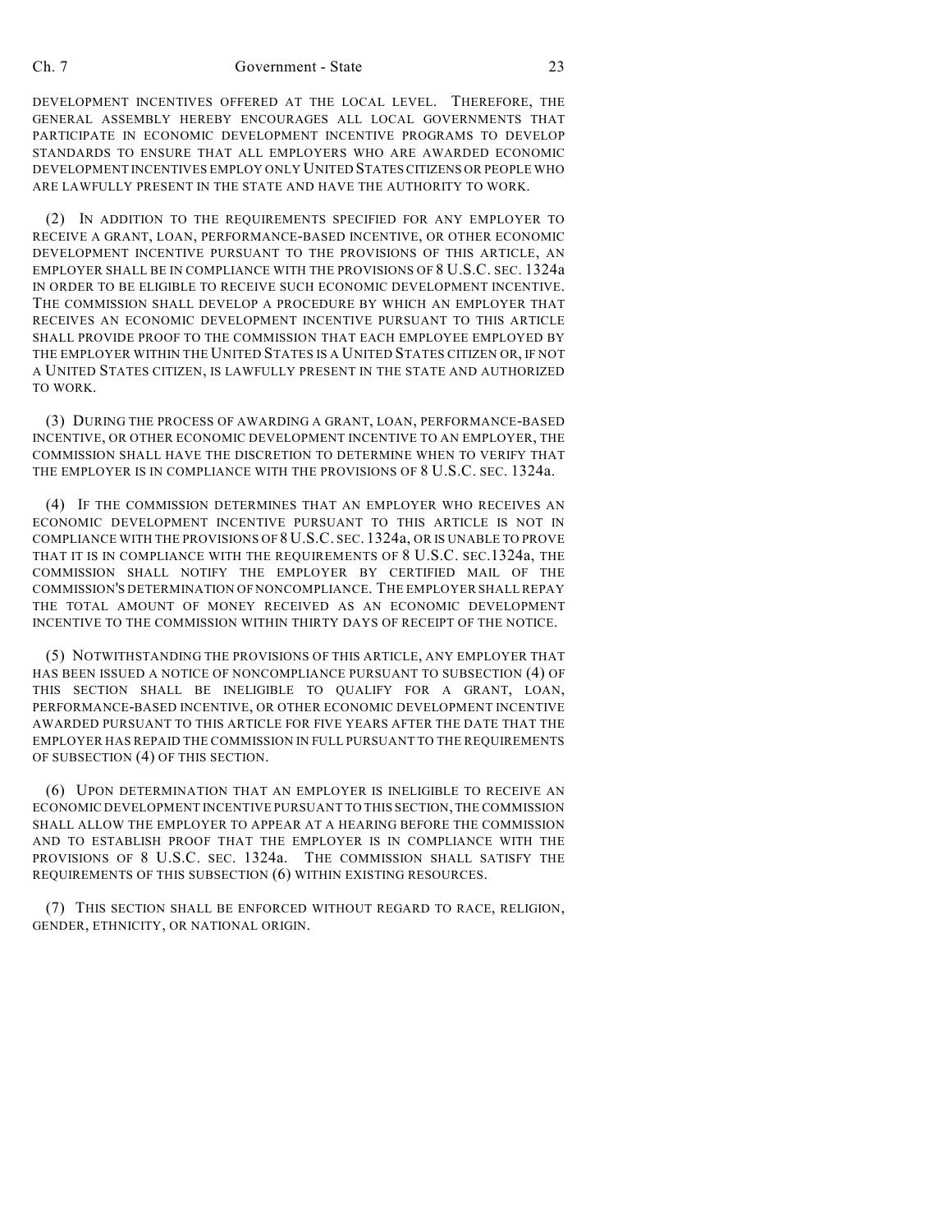DEVELOPMENT INCENTIVES OFFERED AT THE LOCAL LEVEL. THEREFORE, THE GENERAL ASSEMBLY HEREBY ENCOURAGES ALL LOCAL GOVERNMENTS THAT PARTICIPATE IN ECONOMIC DEVELOPMENT INCENTIVE PROGRAMS TO DEVELOP STANDARDS TO ENSURE THAT ALL EMPLOYERS WHO ARE AWARDED ECONOMIC DEVELOPMENT INCENTIVES EMPLOY ONLY UNITED STATES CITIZENS OR PEOPLE WHO ARE LAWFULLY PRESENT IN THE STATE AND HAVE THE AUTHORITY TO WORK.

(2) IN ADDITION TO THE REQUIREMENTS SPECIFIED FOR ANY EMPLOYER TO RECEIVE A GRANT, LOAN, PERFORMANCE-BASED INCENTIVE, OR OTHER ECONOMIC DEVELOPMENT INCENTIVE PURSUANT TO THE PROVISIONS OF THIS ARTICLE, AN EMPLOYER SHALL BE IN COMPLIANCE WITH THE PROVISIONS OF 8 U.S.C. SEC. 1324a IN ORDER TO BE ELIGIBLE TO RECEIVE SUCH ECONOMIC DEVELOPMENT INCENTIVE. THE COMMISSION SHALL DEVELOP A PROCEDURE BY WHICH AN EMPLOYER THAT RECEIVES AN ECONOMIC DEVELOPMENT INCENTIVE PURSUANT TO THIS ARTICLE SHALL PROVIDE PROOF TO THE COMMISSION THAT EACH EMPLOYEE EMPLOYED BY THE EMPLOYER WITHIN THE UNITED STATES IS A UNITED STATES CITIZEN OR, IF NOT A UNITED STATES CITIZEN, IS LAWFULLY PRESENT IN THE STATE AND AUTHORIZED TO WORK.

(3) DURING THE PROCESS OF AWARDING A GRANT, LOAN, PERFORMANCE-BASED INCENTIVE, OR OTHER ECONOMIC DEVELOPMENT INCENTIVE TO AN EMPLOYER, THE COMMISSION SHALL HAVE THE DISCRETION TO DETERMINE WHEN TO VERIFY THAT THE EMPLOYER IS IN COMPLIANCE WITH THE PROVISIONS OF 8 U.S.C. SEC. 1324a.

(4) IF THE COMMISSION DETERMINES THAT AN EMPLOYER WHO RECEIVES AN ECONOMIC DEVELOPMENT INCENTIVE PURSUANT TO THIS ARTICLE IS NOT IN COMPLIANCE WITH THE PROVISIONS OF 8 U.S.C. SEC. 1324a, OR IS UNABLE TO PROVE THAT IT IS IN COMPLIANCE WITH THE REQUIREMENTS OF 8 U.S.C. SEC.1324a, THE COMMISSION SHALL NOTIFY THE EMPLOYER BY CERTIFIED MAIL OF THE COMMISSION'S DETERMINATION OF NONCOMPLIANCE. THE EMPLOYER SHALL REPAY THE TOTAL AMOUNT OF MONEY RECEIVED AS AN ECONOMIC DEVELOPMENT INCENTIVE TO THE COMMISSION WITHIN THIRTY DAYS OF RECEIPT OF THE NOTICE.

(5) NOTWITHSTANDING THE PROVISIONS OF THIS ARTICLE, ANY EMPLOYER THAT HAS BEEN ISSUED A NOTICE OF NONCOMPLIANCE PURSUANT TO SUBSECTION (4) OF THIS SECTION SHALL BE INELIGIBLE TO QUALIFY FOR A GRANT, LOAN, PERFORMANCE-BASED INCENTIVE, OR OTHER ECONOMIC DEVELOPMENT INCENTIVE AWARDED PURSUANT TO THIS ARTICLE FOR FIVE YEARS AFTER THE DATE THAT THE EMPLOYER HAS REPAID THE COMMISSION IN FULL PURSUANT TO THE REQUIREMENTS OF SUBSECTION (4) OF THIS SECTION.

(6) UPON DETERMINATION THAT AN EMPLOYER IS INELIGIBLE TO RECEIVE AN ECONOMIC DEVELOPMENT INCENTIVE PURSUANT TO THIS SECTION, THE COMMISSION SHALL ALLOW THE EMPLOYER TO APPEAR AT A HEARING BEFORE THE COMMISSION AND TO ESTABLISH PROOF THAT THE EMPLOYER IS IN COMPLIANCE WITH THE PROVISIONS OF 8 U.S.C. SEC. 1324a. THE COMMISSION SHALL SATISFY THE REQUIREMENTS OF THIS SUBSECTION (6) WITHIN EXISTING RESOURCES.

(7) THIS SECTION SHALL BE ENFORCED WITHOUT REGARD TO RACE, RELIGION, GENDER, ETHNICITY, OR NATIONAL ORIGIN.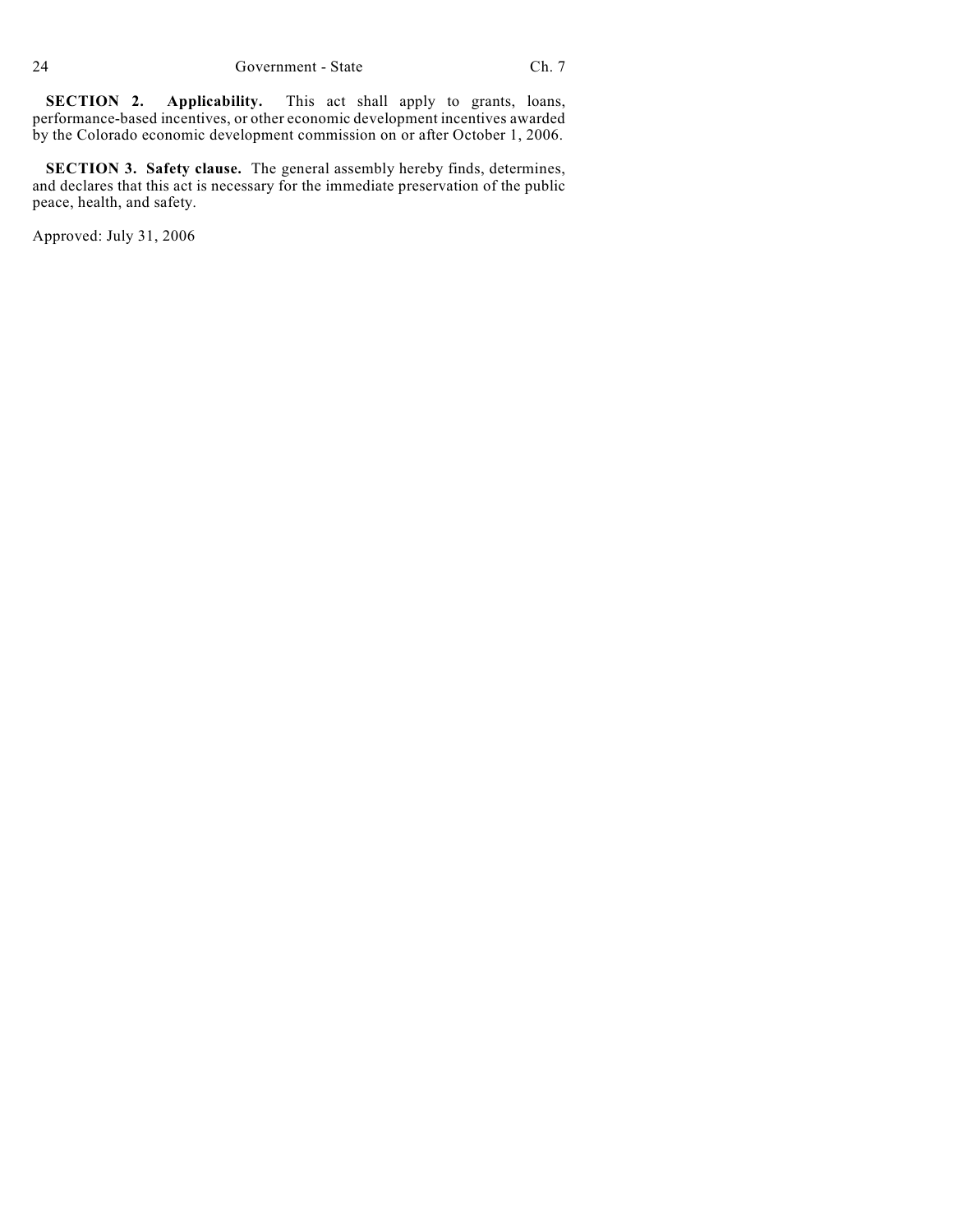**SECTION 2. Applicability.** This act shall apply to grants, loans, performance-based incentives, or other economic development incentives awarded by the Colorado economic development commission on or after October 1, 2006.

**SECTION 3. Safety clause.** The general assembly hereby finds, determines, and declares that this act is necessary for the immediate preservation of the public peace, health, and safety.

Approved: July 31, 2006